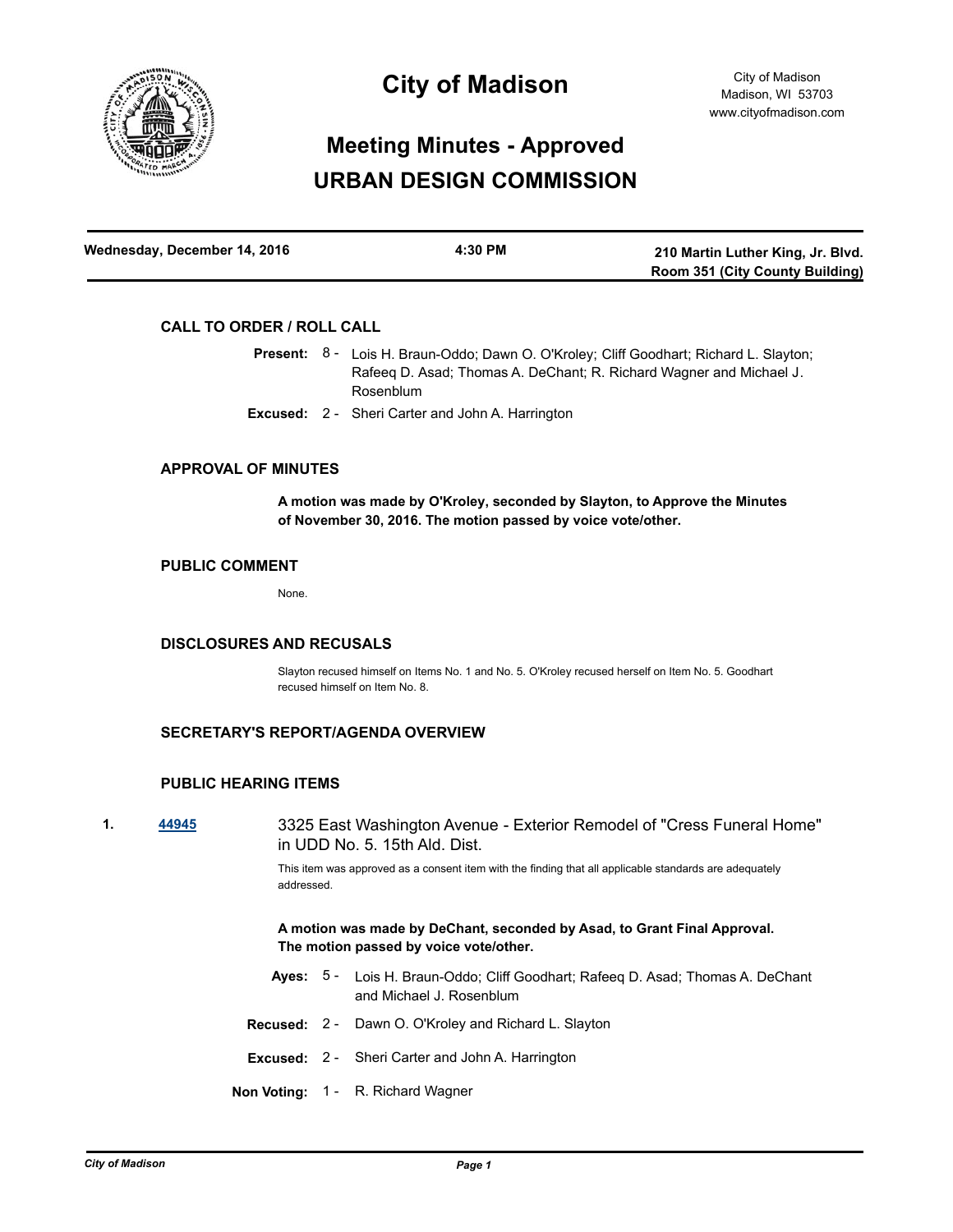# City of Madison

City of Madison
Madison, WI 53703
www.cityofmadison.com

## Meeting Minutes - Approved
## URBAN DESIGN COMMISSION

| Wednesday, December 14, 2016 | 4:30 PM | 210 Martin Luther King, Jr. Blvd. Room 351 (City County Building) |
|---|---|---|

### CALL TO ORDER / ROLL CALL

**Present:** 8 - Lois H. Braun-Oddo; Dawn O. O'Kroley; Cliff Goodhart; Richard L. Slayton; Rafeeq D. Asad; Thomas A. DeChant; R. Richard Wagner and Michael J. Rosenblum

**Excused:** 2 - Sheri Carter and John A. Harrington

### APPROVAL OF MINUTES

**A motion was made by O'Kroley, seconded by Slayton, to Approve the Minutes of November 30, 2016. The motion passed by voice vote/other.**

### PUBLIC COMMENT

None.

### DISCLOSURES AND RECUSALS

Slayton recused himself on Items No. 1 and No. 5. O'Kroley recused herself on Item No. 5. Goodhart recused himself on Item No. 8.

### SECRETARY'S REPORT/AGENDA OVERVIEW

### PUBLIC HEARING ITEMS

**1. 44945** 3325 East Washington Avenue - Exterior Remodel of "Cress Funeral Home" in UDD No. 5. 15th Ald. Dist.

This item was approved as a consent item with the finding that all applicable standards are adequately addressed.

**A motion was made by DeChant, seconded by Asad, to Grant Final Approval. The motion passed by voice vote/other.**

**Ayes:** 5 - Lois H. Braun-Oddo; Cliff Goodhart; Rafeeq D. Asad; Thomas A. DeChant and Michael J. Rosenblum

**Recused:** 2 - Dawn O. O'Kroley and Richard L. Slayton

**Excused:** 2 - Sheri Carter and John A. Harrington

**Non Voting:** 1 - R. Richard Wagner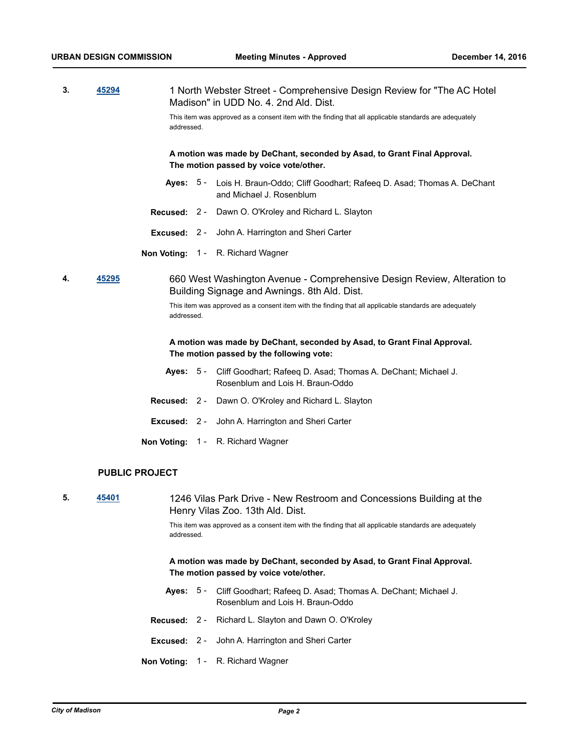**3.** **45294** 1 North Webster Street - Comprehensive Design Review for "The AC Hotel Madison" in UDD No. 4. 2nd Ald. Dist.

This item was approved as a consent item with the finding that all applicable standards are adequately addressed.

**A motion was made by DeChant, seconded by Asad, to Grant Final Approval. The motion passed by voice vote/other.**

**Ayes:** 5 - Lois H. Braun-Oddo; Cliff Goodhart; Rafeeq D. Asad; Thomas A. DeChant and Michael J. Rosenblum

**Recused:** 2 - Dawn O. O'Kroley and Richard L. Slayton

**Excused:** 2 - John A. Harrington and Sheri Carter

**Non Voting:** 1 - R. Richard Wagner

**4.** **45295** 660 West Washington Avenue - Comprehensive Design Review, Alteration to Building Signage and Awnings. 8th Ald. Dist.

This item was approved as a consent item with the finding that all applicable standards are adequately addressed.

**A motion was made by DeChant, seconded by Asad, to Grant Final Approval. The motion passed by the following vote:**

**Ayes:** 5 - Cliff Goodhart; Rafeeq D. Asad; Thomas A. DeChant; Michael J. Rosenblum and Lois H. Braun-Oddo

**Recused:** 2 - Dawn O. O'Kroley and Richard L. Slayton

**Excused:** 2 - John A. Harrington and Sheri Carter

**Non Voting:** 1 - R. Richard Wagner

## PUBLIC PROJECT

**5.** **45401** 1246 Vilas Park Drive - New Restroom and Concessions Building at the Henry Vilas Zoo. 13th Ald. Dist.

This item was approved as a consent item with the finding that all applicable standards are adequately addressed.

**A motion was made by DeChant, seconded by Asad, to Grant Final Approval. The motion passed by voice vote/other.**

**Ayes:** 5 - Cliff Goodhart; Rafeeq D. Asad; Thomas A. DeChant; Michael J. Rosenblum and Lois H. Braun-Oddo

**Recused:** 2 - Richard L. Slayton and Dawn O. O'Kroley

**Excused:** 2 - John A. Harrington and Sheri Carter

**Non Voting:** 1 - R. Richard Wagner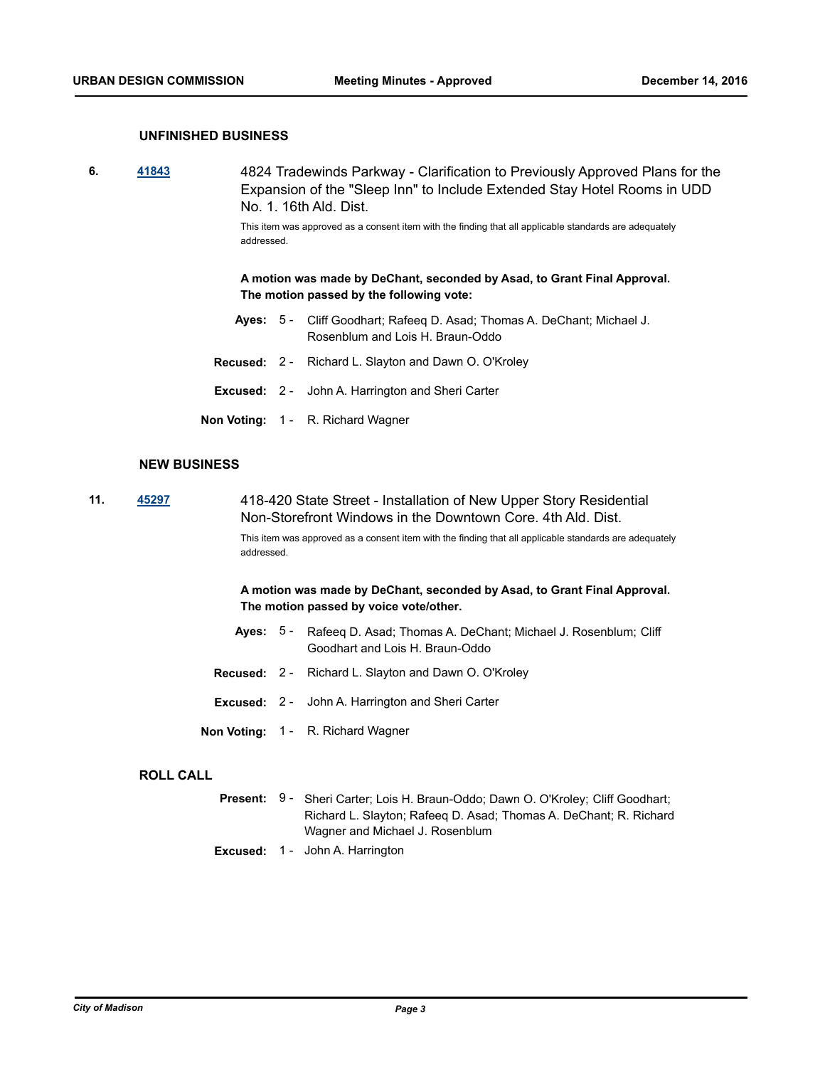## UNFINISHED BUSINESS

**6.** **41843** 4824 Tradewinds Parkway - Clarification to Previously Approved Plans for the Expansion of the "Sleep Inn" to Include Extended Stay Hotel Rooms in UDD No. 1. 16th Ald. Dist.

This item was approved as a consent item with the finding that all applicable standards are adequately addressed.

**A motion was made by DeChant, seconded by Asad, to Grant Final Approval. The motion passed by the following vote:**

**Ayes:** 5 - Cliff Goodhart; Rafeeq D. Asad; Thomas A. DeChant; Michael J. Rosenblum and Lois H. Braun-Oddo

**Recused:** 2 - Richard L. Slayton and Dawn O. O'Kroley

**Excused:** 2 - John A. Harrington and Sheri Carter

**Non Voting:** 1 - R. Richard Wagner

## NEW BUSINESS

**11.** **45297** 418-420 State Street - Installation of New Upper Story Residential Non-Storefront Windows in the Downtown Core. 4th Ald. Dist.

This item was approved as a consent item with the finding that all applicable standards are adequately addressed.

**A motion was made by DeChant, seconded by Asad, to Grant Final Approval. The motion passed by voice vote/other.**

**Ayes:** 5 - Rafeeq D. Asad; Thomas A. DeChant; Michael J. Rosenblum; Cliff Goodhart and Lois H. Braun-Oddo

**Recused:** 2 - Richard L. Slayton and Dawn O. O'Kroley

**Excused:** 2 - John A. Harrington and Sheri Carter

**Non Voting:** 1 - R. Richard Wagner

## ROLL CALL

**Present:** 9 - Sheri Carter; Lois H. Braun-Oddo; Dawn O. O'Kroley; Cliff Goodhart; Richard L. Slayton; Rafeeq D. Asad; Thomas A. DeChant; R. Richard Wagner and Michael J. Rosenblum

**Excused:** 1 - John A. Harrington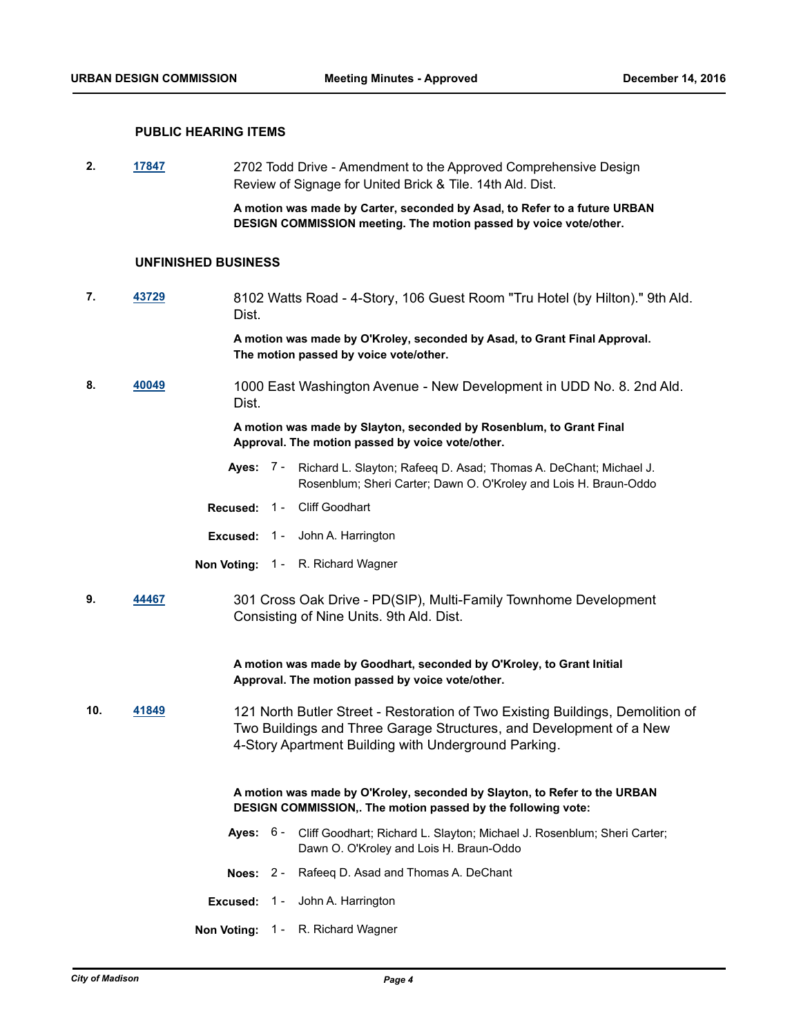## PUBLIC HEARING ITEMS

**2.** [17847] 2702 Todd Drive - Amendment to the Approved Comprehensive Design Review of Signage for United Brick & Tile. 14th Ald. Dist.

**A motion was made by Carter, seconded by Asad, to Refer to a future URBAN DESIGN COMMISSION meeting. The motion passed by voice vote/other.**

## UNFINISHED BUSINESS

**7.** [43729] 8102 Watts Road - 4-Story, 106 Guest Room "Tru Hotel (by Hilton)." 9th Ald. Dist.

**A motion was made by O'Kroley, seconded by Asad, to Grant Final Approval. The motion passed by voice vote/other.**

**8.** [40049] 1000 East Washington Avenue - New Development in UDD No. 8. 2nd Ald. Dist.

**A motion was made by Slayton, seconded by Rosenblum, to Grant Final Approval. The motion passed by voice vote/other.**

**Ayes:** 7 - Richard L. Slayton; Rafeeq D. Asad; Thomas A. DeChant; Michael J. Rosenblum; Sheri Carter; Dawn O. O'Kroley and Lois H. Braun-Oddo

**Recused:** 1 - Cliff Goodhart

**Excused:** 1 - John A. Harrington

**Non Voting:** 1 - R. Richard Wagner

**9.** [44467] 301 Cross Oak Drive - PD(SIP), Multi-Family Townhome Development Consisting of Nine Units. 9th Ald. Dist.

**A motion was made by Goodhart, seconded by O'Kroley, to Grant Initial Approval. The motion passed by voice vote/other.**

**10.** [41849] 121 North Butler Street - Restoration of Two Existing Buildings, Demolition of Two Buildings and Three Garage Structures, and Development of a New 4-Story Apartment Building with Underground Parking.

**A motion was made by O'Kroley, seconded by Slayton, to Refer to the URBAN DESIGN COMMISSION,. The motion passed by the following vote:**

**Ayes:** 6 - Cliff Goodhart; Richard L. Slayton; Michael J. Rosenblum; Sheri Carter; Dawn O. O'Kroley and Lois H. Braun-Oddo

**Noes:** 2 - Rafeeq D. Asad and Thomas A. DeChant

**Excused:** 1 - John A. Harrington

**Non Voting:** 1 - R. Richard Wagner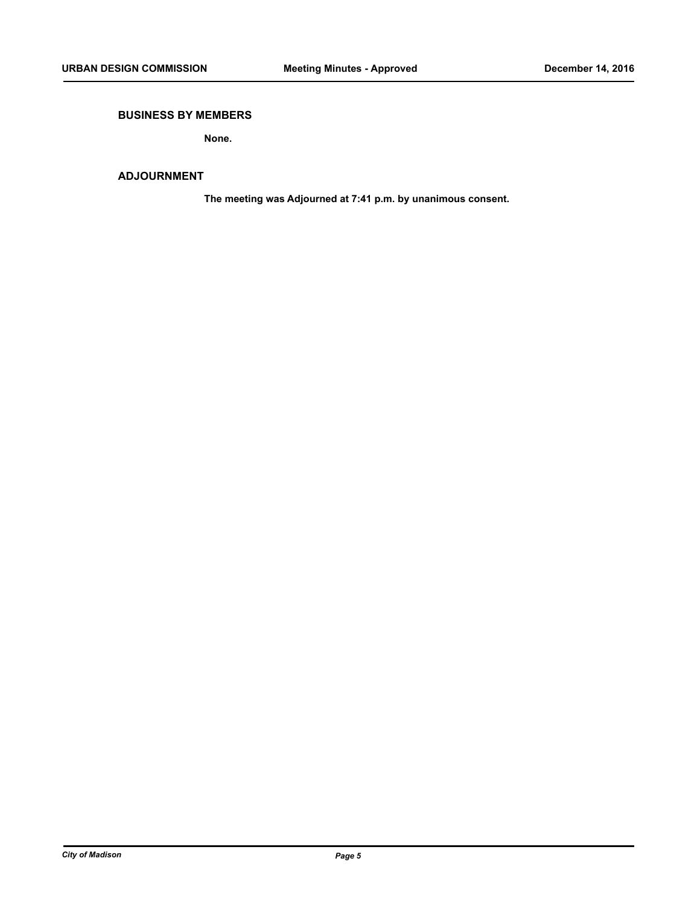## BUSINESS BY MEMBERS

**None.**

## ADJOURNMENT

**The meeting was Adjourned at 7:41 p.m. by unanimous consent.**